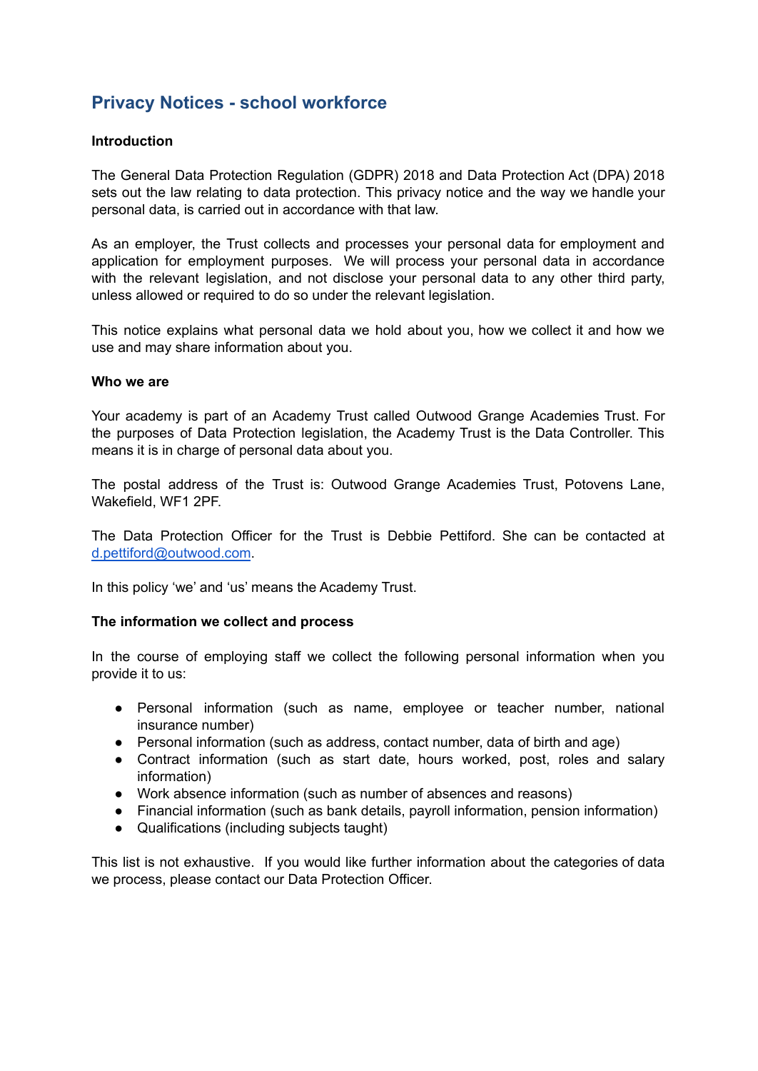# Privacy Notices - school workforce

**Introduction**

The General Data Protection Regulation (GDPR) 2018 and Data Protection Act (DPA) 2018 sets out the law relating to data protection. This privacy notice and the way we handle your personal data, is carried out in accordance with that law.

As an employer, the Trust collects and processes your personal data for employment and application for employment purposes. We will process your personal data in accordance with the relevant legislation, and not disclose your personal data to any other third party, unless allowed or required to do so under the relevant legislation.

This notice explains what personal data we hold about you, how we collect it and how we use and may share information about you.

**Who we are**

Your academy is part of an Academy Trust called Outwood Grange Academies Trust. For the purposes of Data Protection legislation, the Academy Trust is the Data Controller. This means it is in charge of personal data about you.

The postal address of the Trust is: Outwood Grange Academies Trust, Potovens Lane, Wakefield, WF1 2PF.

The Data Protection Officer for the Trust is Debbie Pettiford. She can be contacted at [d.pettiford@outwood.com](mailto:d.pettiford@outwood.com).

In this policy 'we' and 'us' means the Academy Trust.

**The information we collect and process**

In the course of employing staff we collect the following personal information when you provide it to us:

- Personal information (such as name, employee or teacher number, national insurance number)
- Personal information (such as address, contact number, data of birth and age)
- Contract information (such as start date, hours worked, post, roles and salary information)
- Work absence information (such as number of absences and reasons)
- Financial information (such as bank details, payroll information, pension information)
- Qualifications (including subjects taught)

This list is not exhaustive. If you would like further information about the categories of data we process, please contact our Data Protection Officer.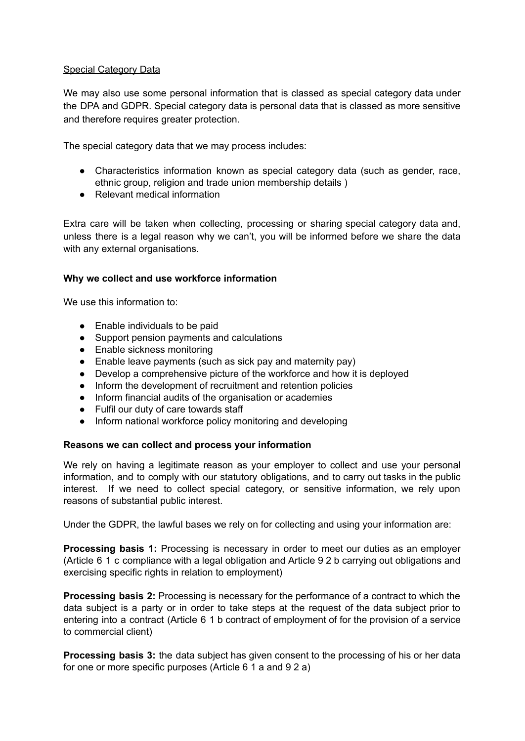Special Category Data

We may also use some personal information that is classed as special category data under the DPA and GDPR. Special category data is personal data that is classed as more sensitive and therefore requires greater protection.

The special category data that we may process includes:

- Characteristics information known as special category data (such as gender, race, ethnic group, religion and trade union membership details )
- Relevant medical information

Extra care will be taken when collecting, processing or sharing special category data and, unless there is a legal reason why we can't, you will be informed before we share the data with any external organisations.

**Why we collect and use workforce information**

We use this information to:

- Enable individuals to be paid
- Support pension payments and calculations
- Enable sickness monitoring
- Enable leave payments (such as sick pay and maternity pay)
- Develop a comprehensive picture of the workforce and how it is deployed
- Inform the development of recruitment and retention policies
- Inform financial audits of the organisation or academies
- Fulfil our duty of care towards staff
- Inform national workforce policy monitoring and developing

**Reasons we can collect and process your information**

We rely on having a legitimate reason as your employer to collect and use your personal information, and to comply with our statutory obligations, and to carry out tasks in the public interest. If we need to collect special category, or sensitive information, we rely upon reasons of substantial public interest.

Under the GDPR, the lawful bases we rely on for collecting and using your information are:

**Processing basis 1:** Processing is necessary in order to meet our duties as an employer (Article 6 1 c compliance with a legal obligation and Article 9 2 b carrying out obligations and exercising specific rights in relation to employment)

**Processing basis 2:** Processing is necessary for the performance of a contract to which the data subject is a party or in order to take steps at the request of the data subject prior to entering into a contract (Article 6 1 b contract of employment of for the provision of a service to commercial client)

**Processing basis 3:** the data subject has given consent to the processing of his or her data for one or more specific purposes (Article 6 1 a and 9 2 a)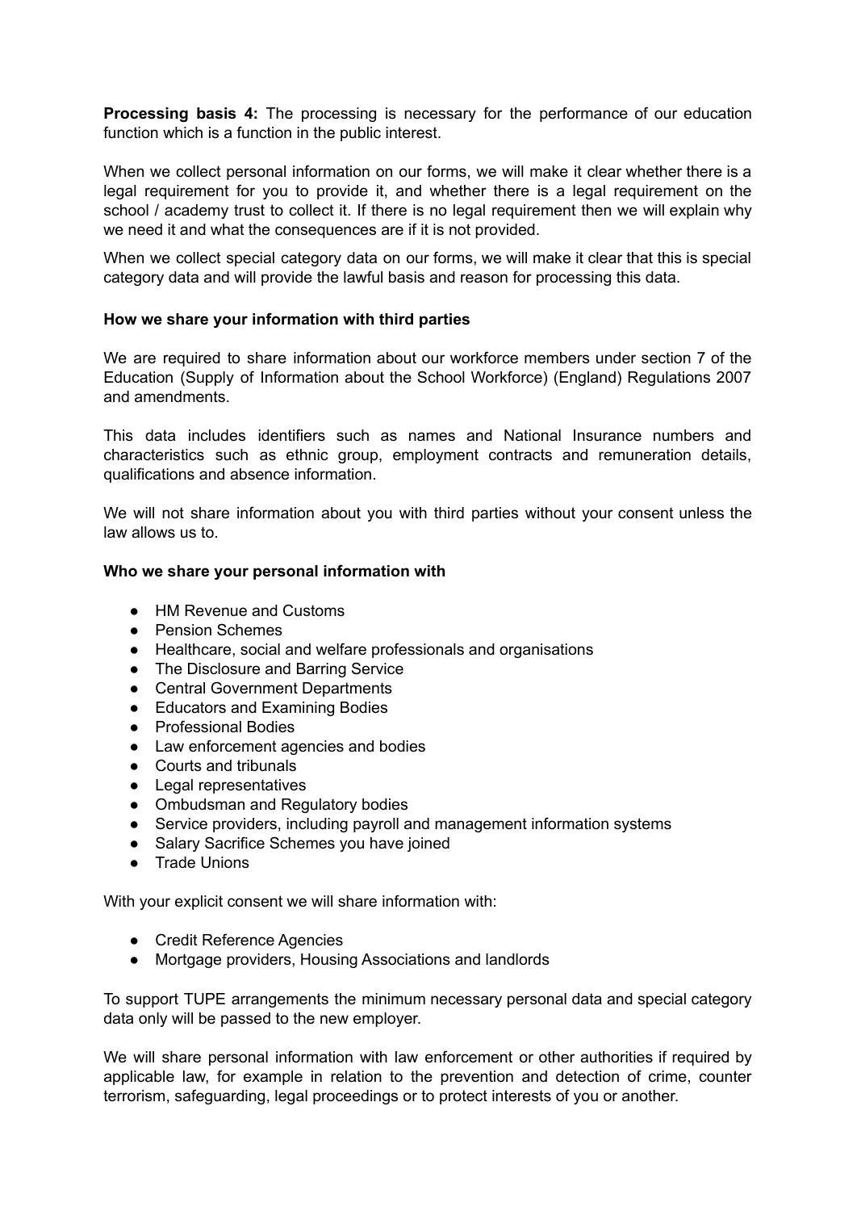**Processing basis 4:** The processing is necessary for the performance of our education function which is a function in the public interest.

When we collect personal information on our forms, we will make it clear whether there is a legal requirement for you to provide it, and whether there is a legal requirement on the school / academy trust to collect it. If there is no legal requirement then we will explain why we need it and what the consequences are if it is not provided.

When we collect special category data on our forms, we will make it clear that this is special category data and will provide the lawful basis and reason for processing this data.

**How we share your information with third parties**

We are required to share information about our workforce members under section 7 of the Education (Supply of Information about the School Workforce) (England) Regulations 2007 and amendments.

This data includes identifiers such as names and National Insurance numbers and characteristics such as ethnic group, employment contracts and remuneration details, qualifications and absence information.

We will not share information about you with third parties without your consent unless the law allows us to.

**Who we share your personal information with**

- HM Revenue and Customs
- Pension Schemes
- Healthcare, social and welfare professionals and organisations
- The Disclosure and Barring Service
- Central Government Departments
- Educators and Examining Bodies
- Professional Bodies
- Law enforcement agencies and bodies
- Courts and tribunals
- Legal representatives
- Ombudsman and Regulatory bodies
- Service providers, including payroll and management information systems
- Salary Sacrifice Schemes you have joined
- Trade Unions

With your explicit consent we will share information with:

- Credit Reference Agencies
- Mortgage providers, Housing Associations and landlords

To support TUPE arrangements the minimum necessary personal data and special category data only will be passed to the new employer.

We will share personal information with law enforcement or other authorities if required by applicable law, for example in relation to the prevention and detection of crime, counter terrorism, safeguarding, legal proceedings or to protect interests of you or another.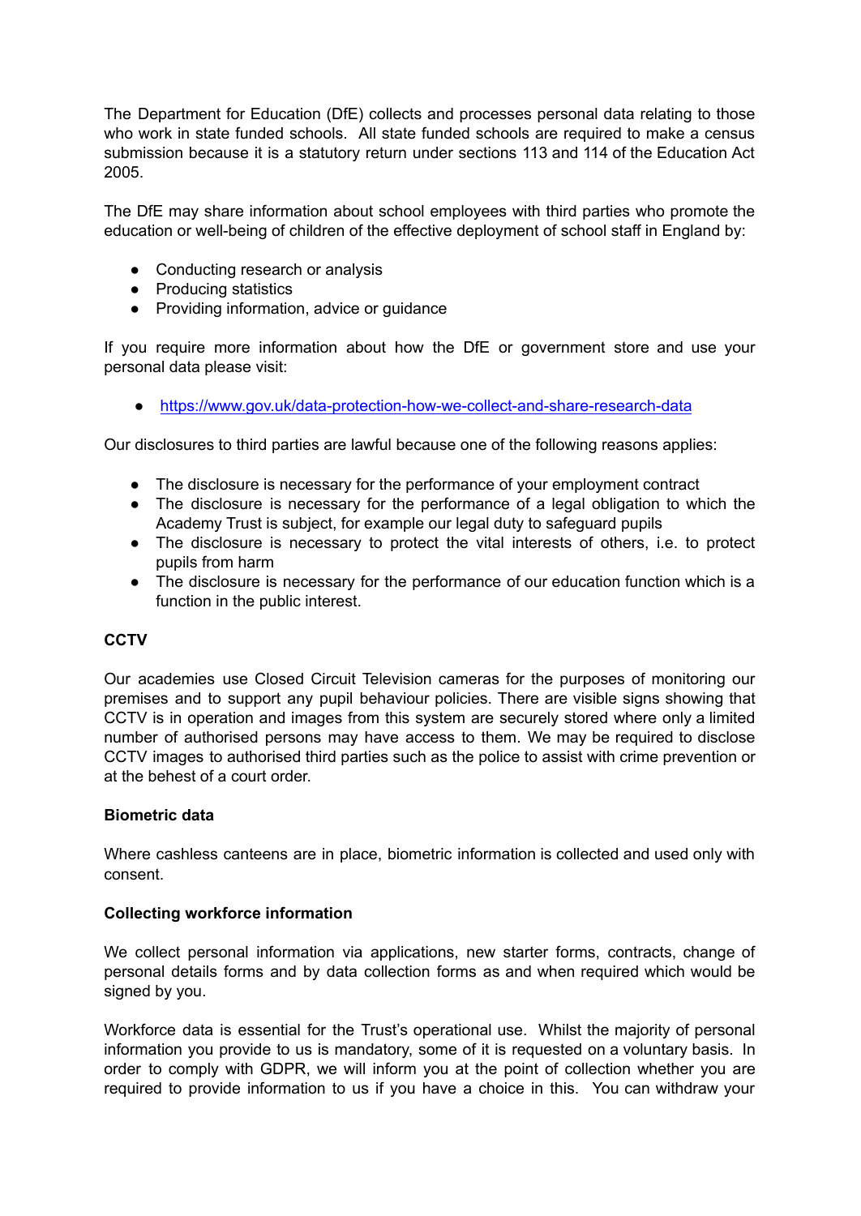The Department for Education (DfE) collects and processes personal data relating to those who work in state funded schools. All state funded schools are required to make a census submission because it is a statutory return under sections 113 and 114 of the Education Act 2005.

The DfE may share information about school employees with third parties who promote the education or well-being of children of the effective deployment of school staff in England by:

- Conducting research or analysis
- Producing statistics
- Providing information, advice or guidance

If you require more information about how the DfE or government store and use your personal data please visit:

- [https://www.gov.uk/data-protection-how-we-collect-and-share-research-data](https://www.gov.uk/data-protection-how-we-collect-and-share-research-data)

Our disclosures to third parties are lawful because one of the following reasons applies:

- The disclosure is necessary for the performance of your employment contract
- The disclosure is necessary for the performance of a legal obligation to which the Academy Trust is subject, for example our legal duty to safeguard pupils
- The disclosure is necessary to protect the vital interests of others, i.e. to protect pupils from harm
- The disclosure is necessary for the performance of our education function which is a function in the public interest.

**CCTV**

Our academies use Closed Circuit Television cameras for the purposes of monitoring our premises and to support any pupil behaviour policies. There are visible signs showing that CCTV is in operation and images from this system are securely stored where only a limited number of authorised persons may have access to them. We may be required to disclose CCTV images to authorised third parties such as the police to assist with crime prevention or at the behest of a court order.

**Biometric data**

Where cashless canteens are in place, biometric information is collected and used only with consent.

**Collecting workforce information**

We collect personal information via applications, new starter forms, contracts, change of personal details forms and by data collection forms as and when required which would be signed by you.

Workforce data is essential for the Trust's operational use. Whilst the majority of personal information you provide to us is mandatory, some of it is requested on a voluntary basis. In order to comply with GDPR, we will inform you at the point of collection whether you are required to provide information to us if you have a choice in this. You can withdraw your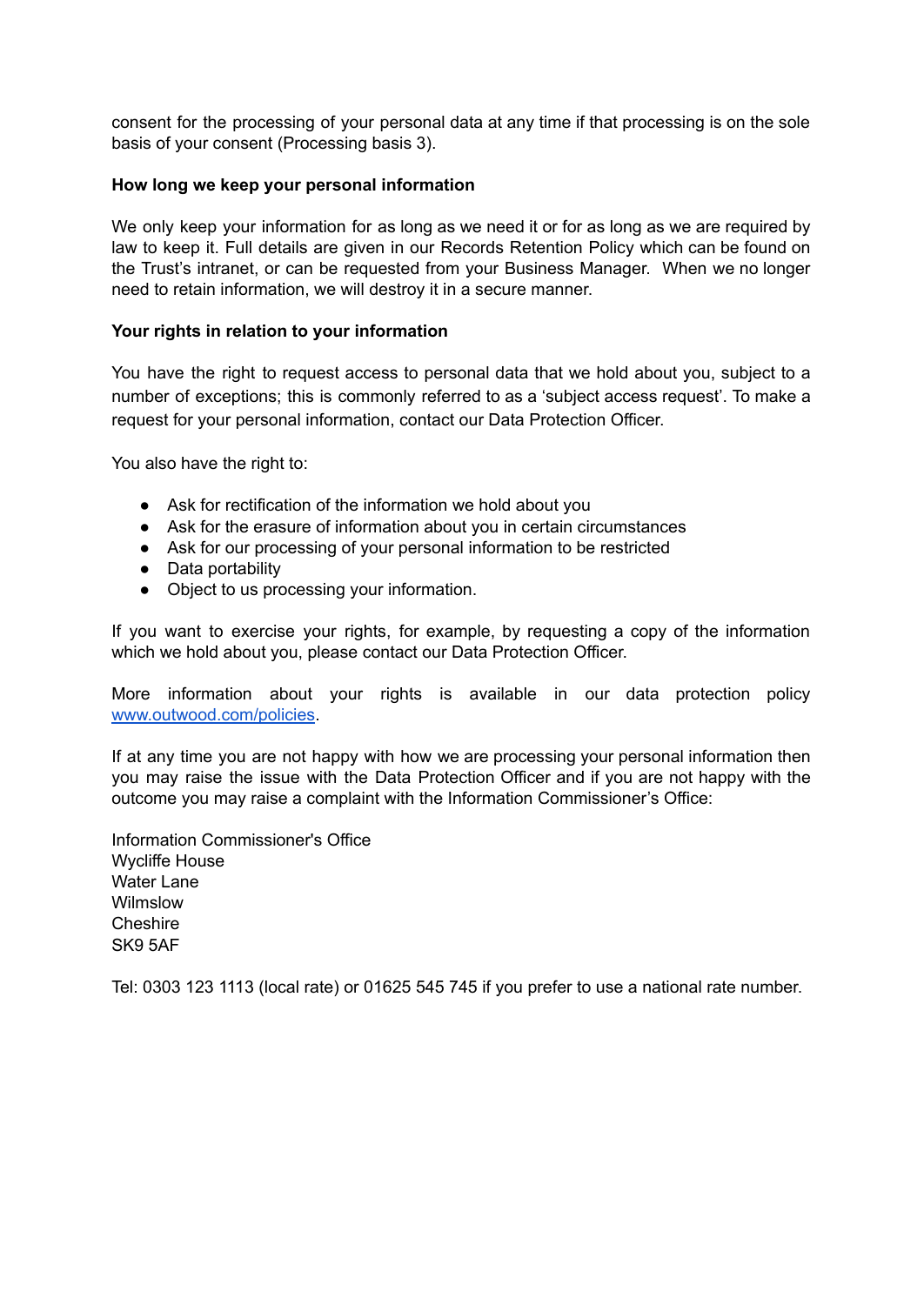consent for the processing of your personal data at any time if that processing is on the sole basis of your consent (Processing basis 3).

**How long we keep your personal information**

We only keep your information for as long as we need it or for as long as we are required by law to keep it. Full details are given in our Records Retention Policy which can be found on the Trust's intranet, or can be requested from your Business Manager. When we no longer need to retain information, we will destroy it in a secure manner.

**Your rights in relation to your information**

You have the right to request access to personal data that we hold about you, subject to a number of exceptions; this is commonly referred to as a 'subject access request'. To make a request for your personal information, contact our Data Protection Officer.

You also have the right to:

- Ask for rectification of the information we hold about you
- Ask for the erasure of information about you in certain circumstances
- Ask for our processing of your personal information to be restricted
- Data portability
- Object to us processing your information.

If you want to exercise your rights, for example, by requesting a copy of the information which we hold about you, please contact our Data Protection Officer.

More information about your rights is available in our data protection policy [www.outwood.com/policies](http://www.outwood.com/policies).

If at any time you are not happy with how we are processing your personal information then you may raise the issue with the Data Protection Officer and if you are not happy with the outcome you may raise a complaint with the Information Commissioner's Office:

Information Commissioner's Office
Wycliffe House
Water Lane
Wilmslow
Cheshire
SK9 5AF

Tel: 0303 123 1113 (local rate) or 01625 545 745 if you prefer to use a national rate number.